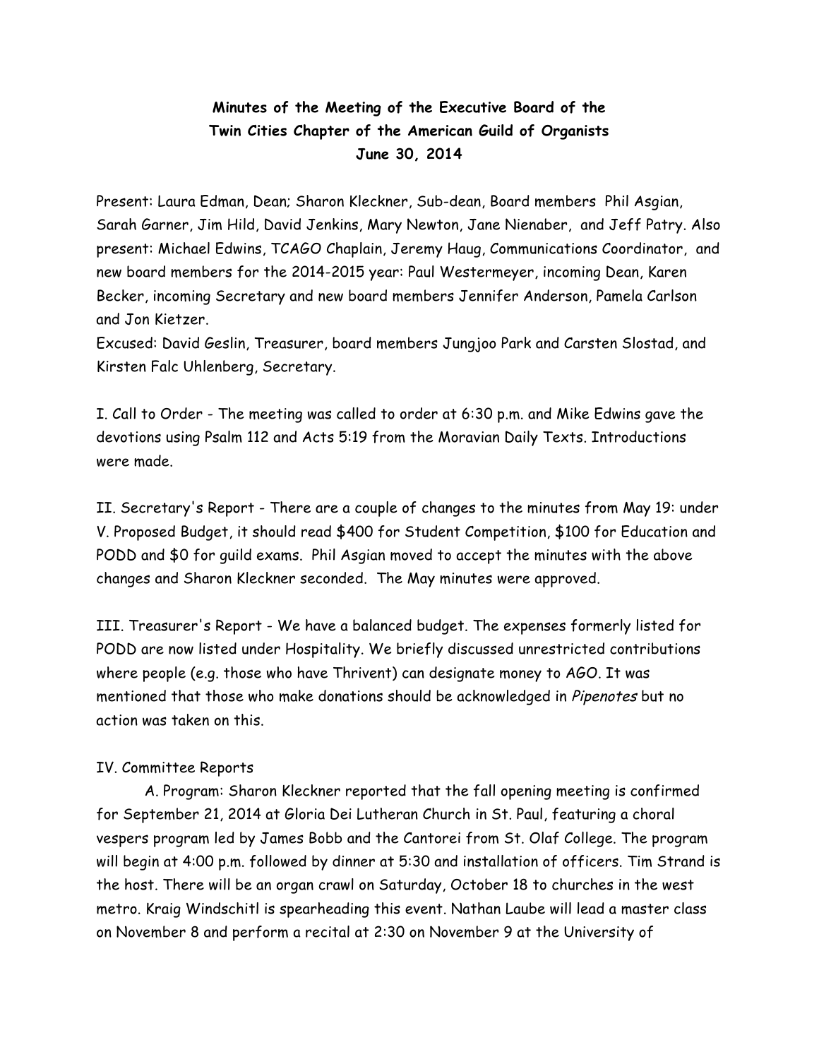**Minutes of the Meeting of the Executive Board of the**
**Twin Cities Chapter of the American Guild of Organists**
**June 30, 2014**

Present: Laura Edman, Dean; Sharon Kleckner, Sub-dean, Board members Phil Asgian, Sarah Garner, Jim Hild, David Jenkins, Mary Newton, Jane Nienaber, and Jeff Patry. Also present: Michael Edwins, TCAGO Chaplain, Jeremy Haug, Communications Coordinator, and new board members for the 2014-2015 year: Paul Westermeyer, incoming Dean, Karen Becker, incoming Secretary and new board members Jennifer Anderson, Pamela Carlson and Jon Kietzer.
Excused: David Geslin, Treasurer, board members Jungjoo Park and Carsten Slostad, and Kirsten Falc Uhlenberg, Secretary.

I. Call to Order - The meeting was called to order at 6:30 p.m. and Mike Edwins gave the devotions using Psalm 112 and Acts 5:19 from the Moravian Daily Texts. Introductions were made.

II. Secretary's Report - There are a couple of changes to the minutes from May 19: under V. Proposed Budget, it should read $400 for Student Competition, $100 for Education and PODD and $0 for guild exams. Phil Asgian moved to accept the minutes with the above changes and Sharon Kleckner seconded. The May minutes were approved.

III. Treasurer's Report - We have a balanced budget. The expenses formerly listed for PODD are now listed under Hospitality. We briefly discussed unrestricted contributions where people (e.g. those who have Thrivent) can designate money to AGO. It was mentioned that those who make donations should be acknowledged in *Pipenotes* but no action was taken on this.

IV. Committee Reports

A. Program: Sharon Kleckner reported that the fall opening meeting is confirmed for September 21, 2014 at Gloria Dei Lutheran Church in St. Paul, featuring a choral vespers program led by James Bobb and the Cantorei from St. Olaf College. The program will begin at 4:00 p.m. followed by dinner at 5:30 and installation of officers. Tim Strand is the host. There will be an organ crawl on Saturday, October 18 to churches in the west metro. Kraig Windschitl is spearheading this event. Nathan Laube will lead a master class on November 8 and perform a recital at 2:30 on November 9 at the University of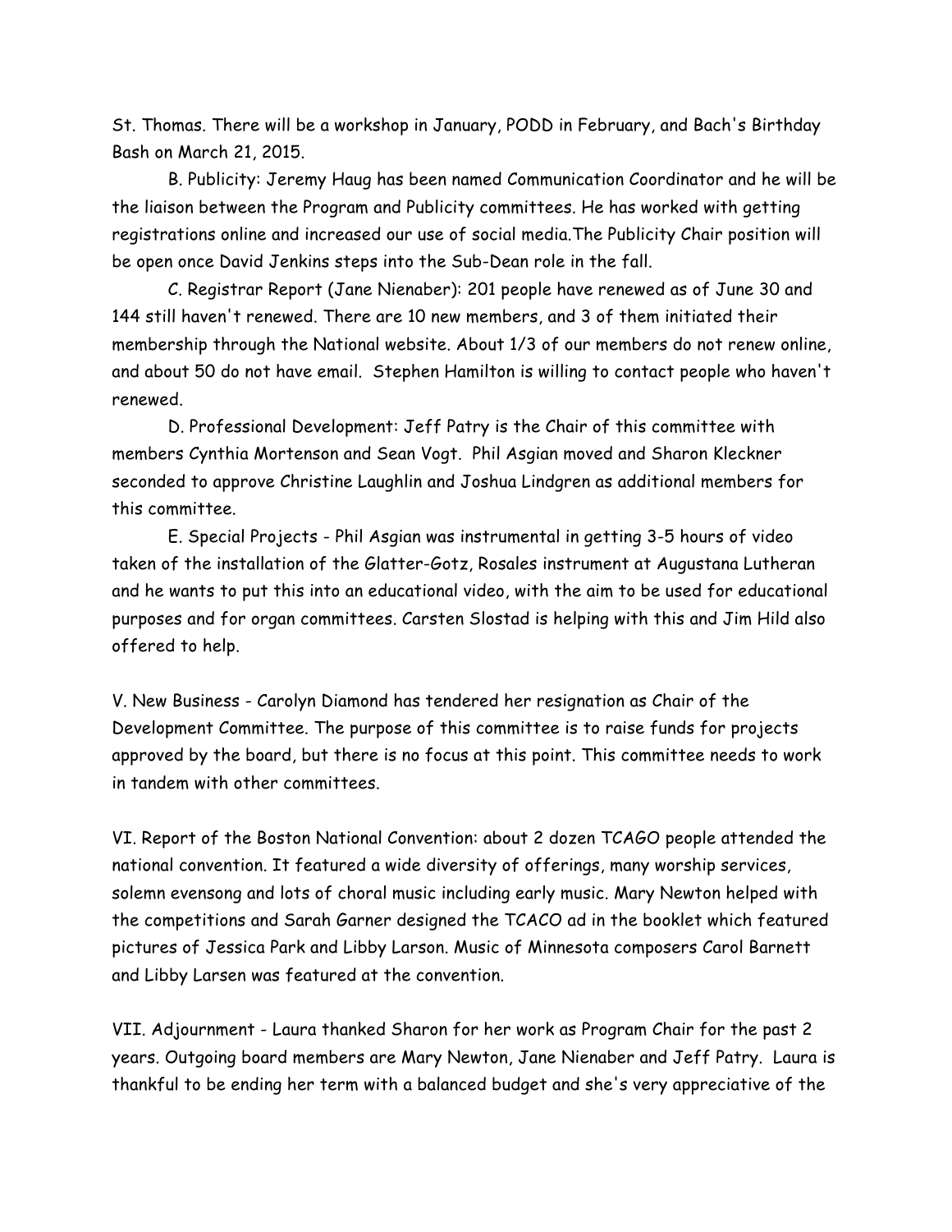St. Thomas. There will be a workshop in January, PODD in February, and Bach's Birthday Bash on March 21, 2015.

B. Publicity: Jeremy Haug has been named Communication Coordinator and he will be the liaison between the Program and Publicity committees. He has worked with getting registrations online and increased our use of social media.The Publicity Chair position will be open once David Jenkins steps into the Sub-Dean role in the fall.

C. Registrar Report (Jane Nienaber): 201 people have renewed as of June 30 and 144 still haven't renewed. There are 10 new members, and 3 of them initiated their membership through the National website. About 1/3 of our members do not renew online, and about 50 do not have email. Stephen Hamilton is willing to contact people who haven't renewed.

D. Professional Development: Jeff Patry is the Chair of this committee with members Cynthia Mortenson and Sean Vogt. Phil Asgian moved and Sharon Kleckner seconded to approve Christine Laughlin and Joshua Lindgren as additional members for this committee.

E. Special Projects - Phil Asgian was instrumental in getting 3-5 hours of video taken of the installation of the Glatter-Gotz, Rosales instrument at Augustana Lutheran and he wants to put this into an educational video, with the aim to be used for educational purposes and for organ committees. Carsten Slostad is helping with this and Jim Hild also offered to help.

V. New Business - Carolyn Diamond has tendered her resignation as Chair of the Development Committee. The purpose of this committee is to raise funds for projects approved by the board, but there is no focus at this point. This committee needs to work in tandem with other committees.

VI. Report of the Boston National Convention: about 2 dozen TCAGO people attended the national convention. It featured a wide diversity of offerings, many worship services, solemn evensong and lots of choral music including early music. Mary Newton helped with the competitions and Sarah Garner designed the TCACO ad in the booklet which featured pictures of Jessica Park and Libby Larson. Music of Minnesota composers Carol Barnett and Libby Larsen was featured at the convention.

VII. Adjournment - Laura thanked Sharon for her work as Program Chair for the past 2 years. Outgoing board members are Mary Newton, Jane Nienaber and Jeff Patry. Laura is thankful to be ending her term with a balanced budget and she's very appreciative of the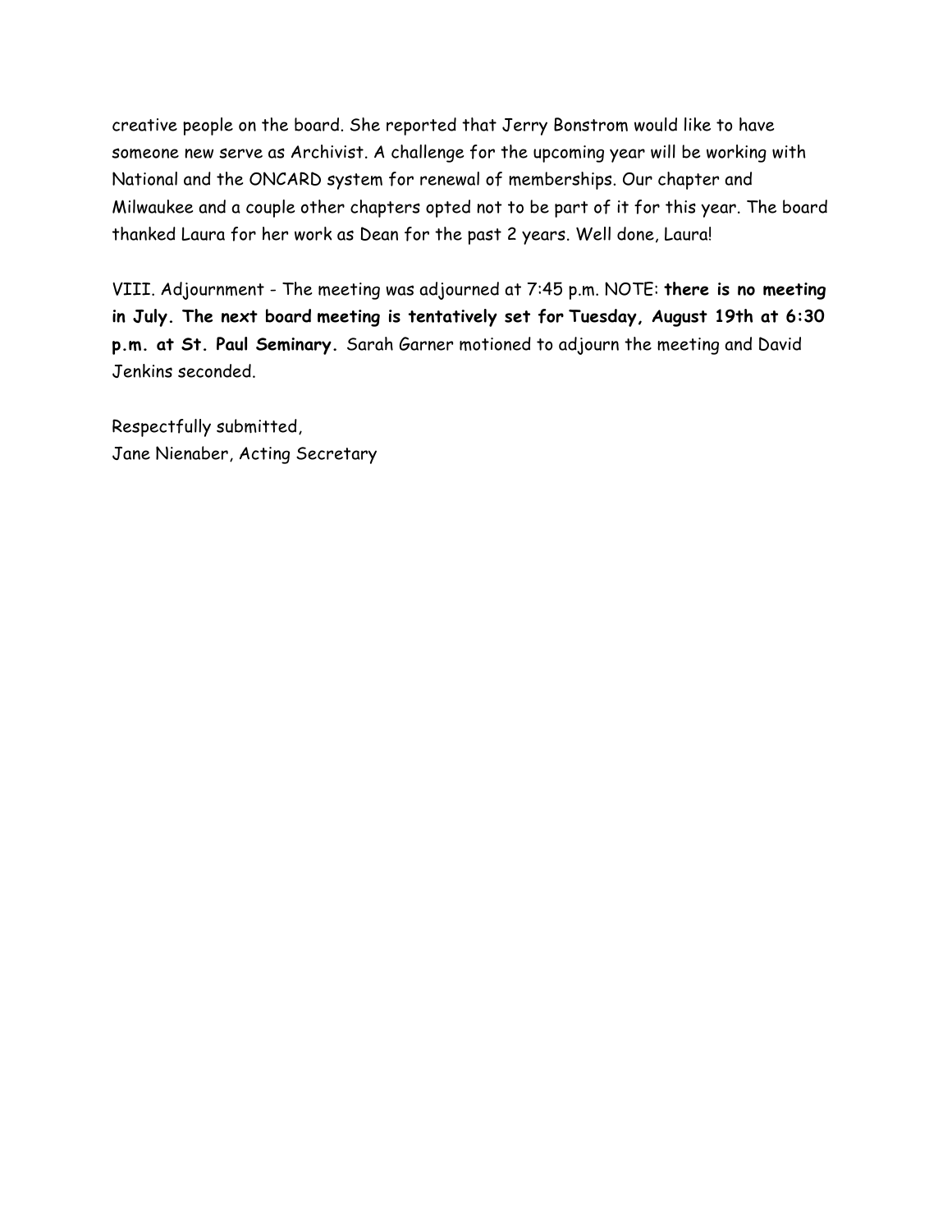creative people on the board. She reported that Jerry Bonstrom would like to have someone new serve as Archivist. A challenge for the upcoming year will be working with National and the ONCARD system for renewal of memberships. Our chapter and Milwaukee and a couple other chapters opted not to be part of it for this year. The board thanked Laura for her work as Dean for the past 2 years. Well done, Laura!

VIII. Adjournment - The meeting was adjourned at 7:45 p.m. NOTE: **there is no meeting in July. The next board meeting is tentatively set for Tuesday, August 19th at 6:30 p.m. at St. Paul Seminary.** Sarah Garner motioned to adjourn the meeting and David Jenkins seconded.

Respectfully submitted,
Jane Nienaber, Acting Secretary